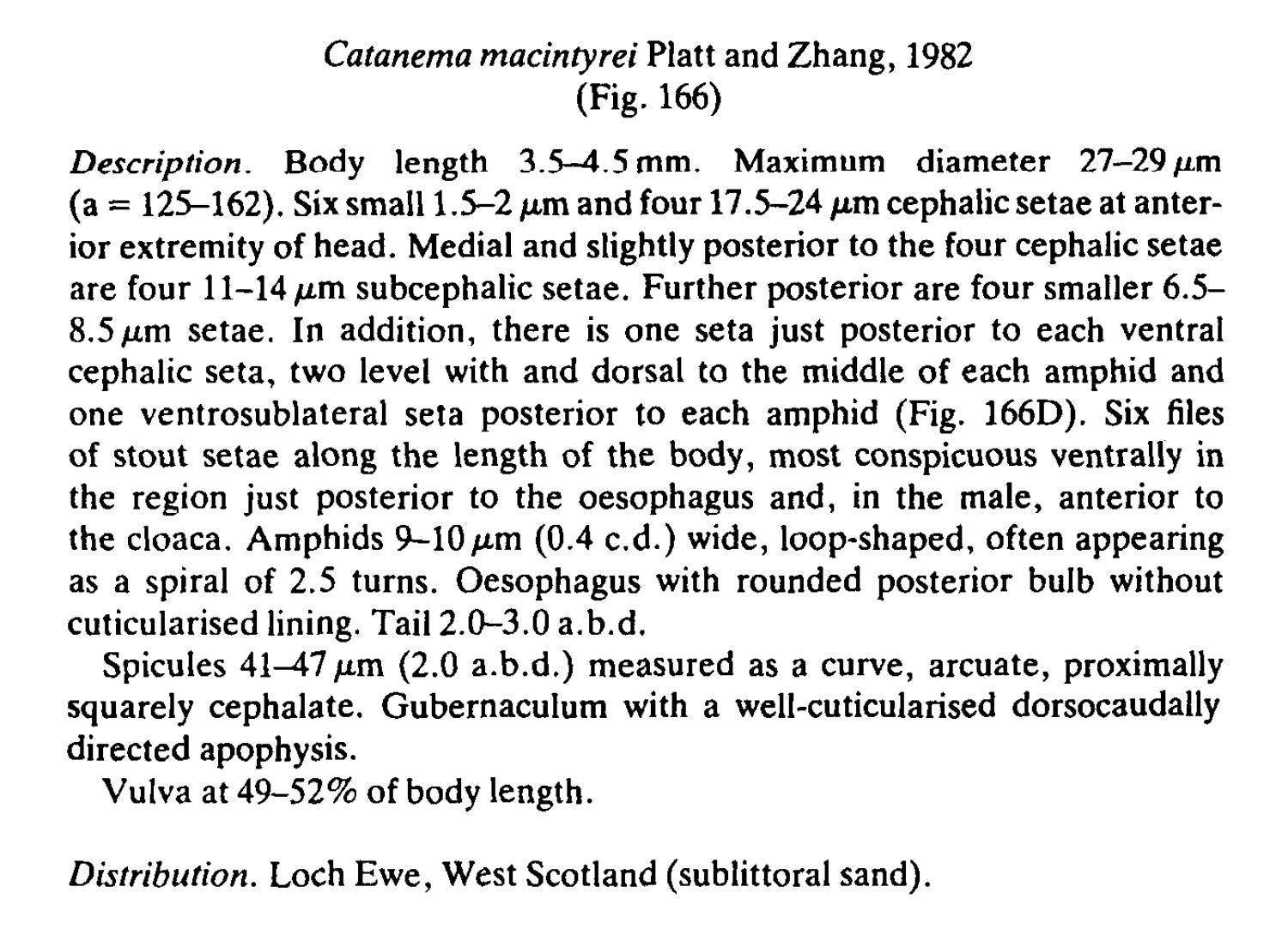## *Catanema macintyrei* Platt and Zhang, 1982
(Fig. 166)

*Description*. Body length 3.5–4.5 mm. Maximum diameter 27–29 μm (a = 125–162). Six small 1.5–2 μm and four 17.5–24 μm cephalic setae at anterior extremity of head. Medial and slightly posterior to the four cephalic setae are four 11–14 μm subcephalic setae. Further posterior are four smaller 6.5–8.5 μm setae. In addition, there is one seta just posterior to each ventral cephalic seta, two level with and dorsal to the middle of each amphid and one ventrosublateral seta posterior to each amphid (Fig. 166D). Six files of stout setae along the length of the body, most conspicuous ventrally in the region just posterior to the oesophagus and, in the male, anterior to the cloaca. Amphids 9–10 μm (0.4 c.d.) wide, loop-shaped, often appearing as a spiral of 2.5 turns. Oesophagus with rounded posterior bulb without cuticularised lining. Tail 2.0–3.0 a.b.d.

Spicules 41–47 μm (2.0 a.b.d.) measured as a curve, arcuate, proximally squarely cephalate. Gubernaculum with a well-cuticularised dorsocaudally directed apophysis.

Vulva at 49–52% of body length.

*Distribution*. Loch Ewe, West Scotland (sublittoral sand).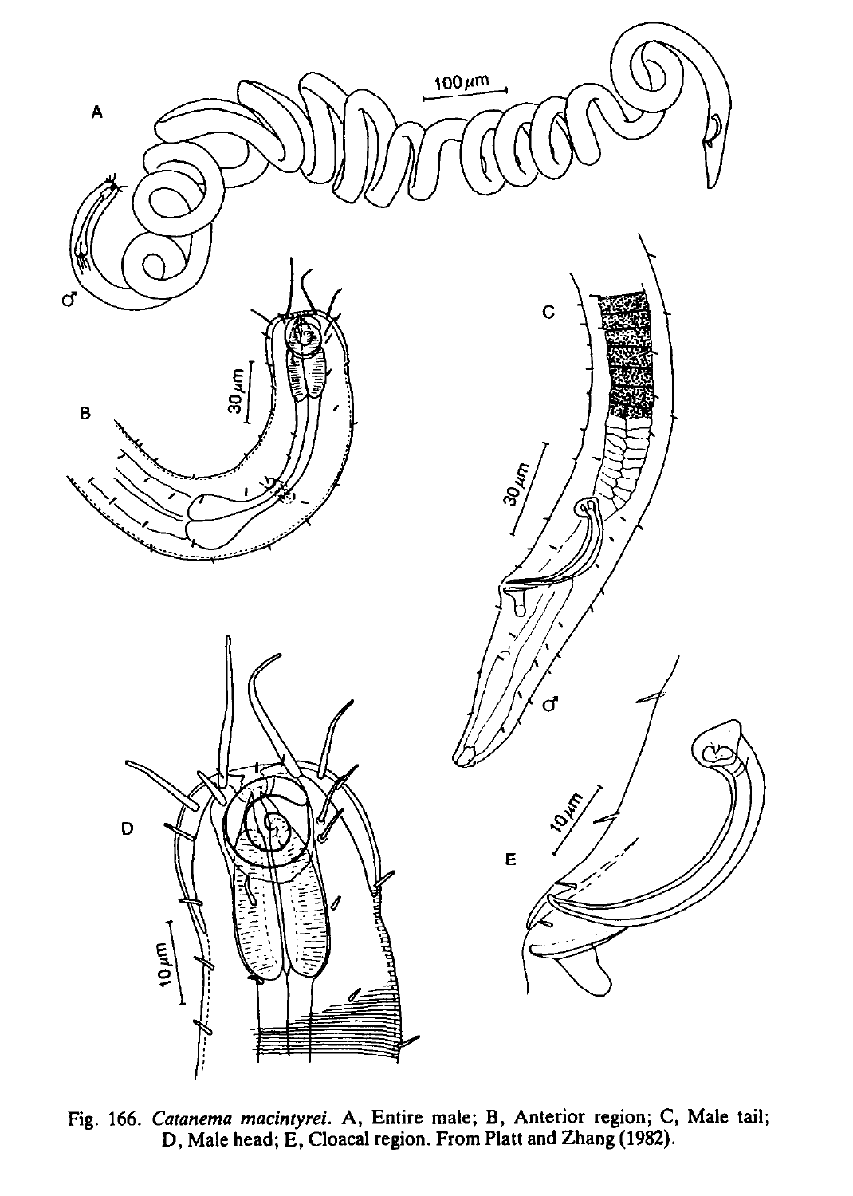Fig. 166. *Catanema macintyrei*. A, Entire male; B, Anterior region; C, Male tail; D, Male head; E, Cloacal region. From Platt and Zhang (1982).